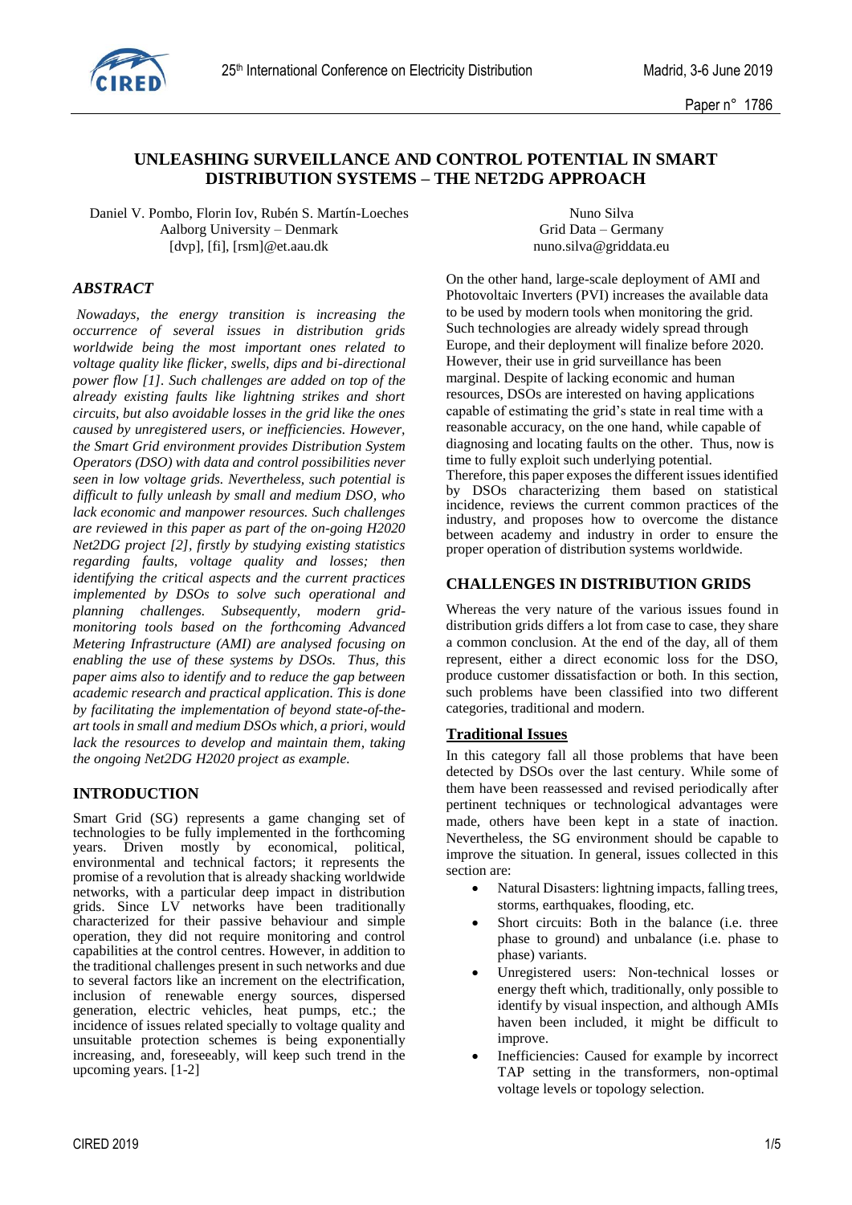# UNLEASHING SURVEILLANCE AND CONTROL POTENTIAL IN SMART DISTRIBUTION SYSTEMS – THE NET2DG APPROACH

Daniel V. Pombo, Florin Iov, Rubén S. Martín-Loeches
Aalborg University – Denmark
[dvp], [fi], [rsm]@et.aau.dk

Nuno Silva
Grid Data – Germany
nuno.silva@griddata.eu

## ABSTRACT

*Nowadays, the energy transition is increasing the occurrence of several issues in distribution grids worldwide being the most important ones related to voltage quality like flicker, swells, dips and bi-directional power flow [1]. Such challenges are added on top of the already existing faults like lightning strikes and short circuits, but also avoidable losses in the grid like the ones caused by unregistered users, or inefficiencies. However, the Smart Grid environment provides Distribution System Operators (DSO) with data and control possibilities never seen in low voltage grids. Nevertheless, such potential is difficult to fully unleash by small and medium DSO, who lack economic and manpower resources. Such challenges are reviewed in this paper as part of the on-going H2020 Net2DG project [2], firstly by studying existing statistics regarding faults, voltage quality and losses; then identifying the critical aspects and the current practices implemented by DSOs to solve such operational and planning challenges. Subsequently, modern grid-monitoring tools based on the forthcoming Advanced Metering Infrastructure (AMI) are analysed focusing on enabling the use of these systems by DSOs. Thus, this paper aims also to identify and to reduce the gap between academic research and practical application. This is done by facilitating the implementation of beyond state-of-the-art tools in small and medium DSOs which, a priori, would lack the resources to develop and maintain them, taking the ongoing Net2DG H2020 project as example.*

## INTRODUCTION

Smart Grid (SG) represents a game changing set of technologies to be fully implemented in the forthcoming years. Driven mostly by economical, political, environmental and technical factors; it represents the promise of a revolution that is already shacking worldwide networks, with a particular deep impact in distribution grids. Since LV networks have been traditionally characterized for their passive behaviour and simple operation, they did not require monitoring and control capabilities at the control centres. However, in addition to the traditional challenges present in such networks and due to several factors like an increment on the electrification, inclusion of renewable energy sources, dispersed generation, electric vehicles, heat pumps, etc.; the incidence of issues related specially to voltage quality and unsuitable protection schemes is being exponentially increasing, and, foreseeably, will keep such trend in the upcoming years. [1-2]

On the other hand, large-scale deployment of AMI and Photovoltaic Inverters (PVI) increases the available data to be used by modern tools when monitoring the grid. Such technologies are already widely spread through Europe, and their deployment will finalize before 2020. However, their use in grid surveillance has been marginal. Despite of lacking economic and human resources, DSOs are interested on having applications capable of estimating the grid's state in real time with a reasonable accuracy, on the one hand, while capable of diagnosing and locating faults on the other. Thus, now is time to fully exploit such underlying potential.

Therefore, this paper exposes the different issues identified by DSOs characterizing them based on statistical incidence, reviews the current common practices of the industry, and proposes how to overcome the distance between academy and industry in order to ensure the proper operation of distribution systems worldwide.

## CHALLENGES IN DISTRIBUTION GRIDS

Whereas the very nature of the various issues found in distribution grids differs a lot from case to case, they share a common conclusion. At the end of the day, all of them represent, either a direct economic loss for the DSO, produce customer dissatisfaction or both. In this section, such problems have been classified into two different categories, traditional and modern.

### Traditional Issues

In this category fall all those problems that have been detected by DSOs over the last century. While some of them have been reassessed and revised periodically after pertinent techniques or technological advantages were made, others have been kept in a state of inaction. Nevertheless, the SG environment should be capable to improve the situation. In general, issues collected in this section are:

- Natural Disasters: lightning impacts, falling trees, storms, earthquakes, flooding, etc.
- Short circuits: Both in the balance (i.e. three phase to ground) and unbalance (i.e. phase to phase) variants.
- Unregistered users: Non-technical losses or energy theft which, traditionally, only possible to identify by visual inspection, and although AMIs haven been included, it might be difficult to improve.
- Inefficiencies: Caused for example by incorrect TAP setting in the transformers, non-optimal voltage levels or topology selection.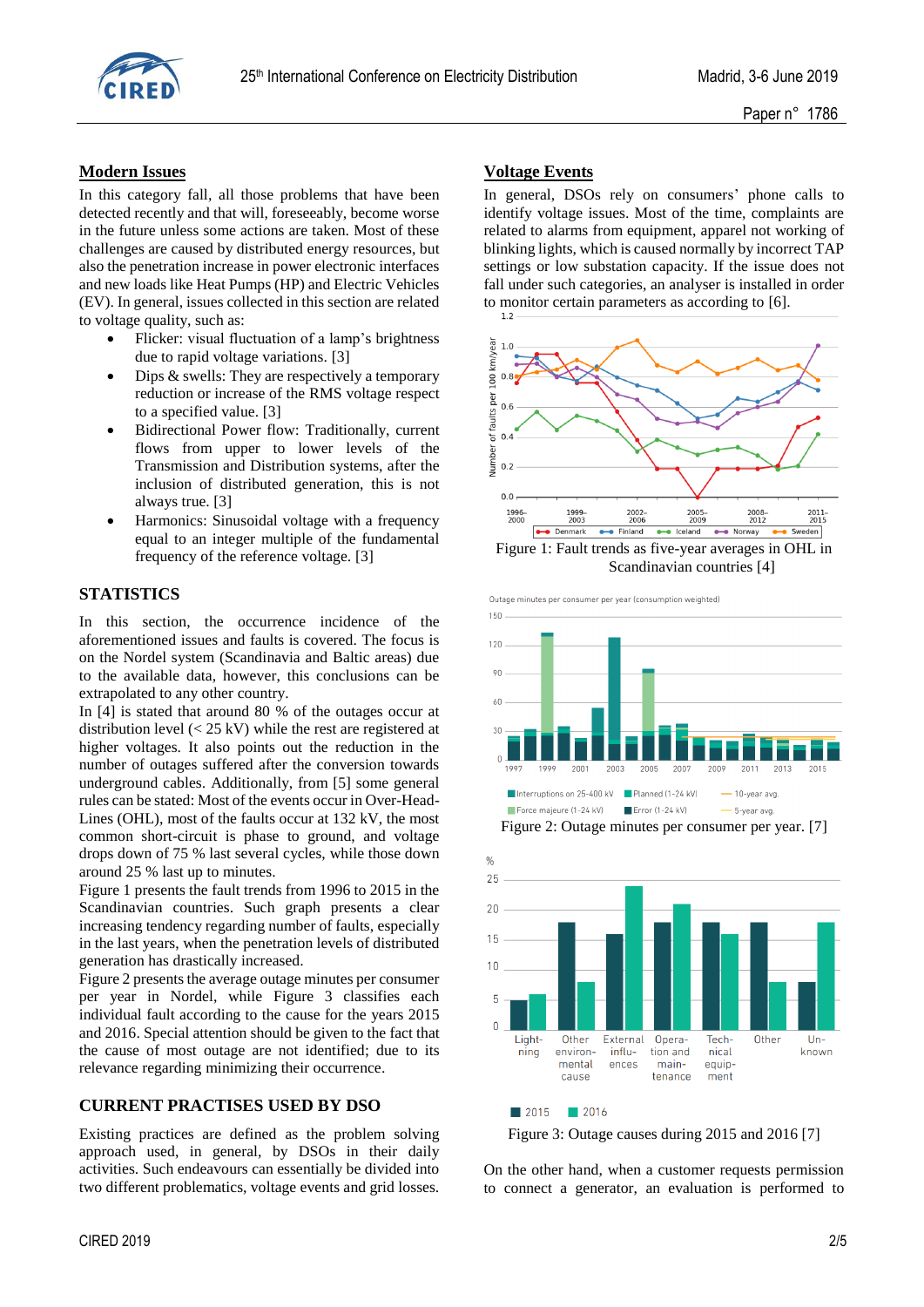## Modern Issues

In this category fall, all those problems that have been detected recently and that will, foreseeably, become worse in the future unless some actions are taken. Most of these challenges are caused by distributed energy resources, but also the penetration increase in power electronic interfaces and new loads like Heat Pumps (HP) and Electric Vehicles (EV). In general, issues collected in this section are related to voltage quality, such as:

- Flicker: visual fluctuation of a lamp's brightness due to rapid voltage variations. [3]
- Dips & swells: They are respectively a temporary reduction or increase of the RMS voltage respect to a specified value. [3]
- Bidirectional Power flow: Traditionally, current flows from upper to lower levels of the Transmission and Distribution systems, after the inclusion of distributed generation, this is not always true. [3]
- Harmonics: Sinusoidal voltage with a frequency equal to an integer multiple of the fundamental frequency of the reference voltage. [3]

## STATISTICS

In this section, the occurrence incidence of the aforementioned issues and faults is covered. The focus is on the Nordel system (Scandinavia and Baltic areas) due to the available data, however, this conclusions can be extrapolated to any other country.

In [4] is stated that around 80 % of the outages occur at distribution level (< 25 kV) while the rest are registered at higher voltages. It also points out the reduction in the number of outages suffered after the conversion towards underground cables. Additionally, from [5] some general rules can be stated: Most of the events occur in Over-Head-Lines (OHL), most of the faults occur at 132 kV, the most common short-circuit is phase to ground, and voltage drops down of 75 % last several cycles, while those down around 25 % last up to minutes.

Figure 1 presents the fault trends from 1996 to 2015 in the Scandinavian countries. Such graph presents a clear increasing tendency regarding number of faults, especially in the last years, when the penetration levels of distributed generation has drastically increased.

Figure 2 presents the average outage minutes per consumer per year in Nordel, while Figure 3 classifies each individual fault according to the cause for the years 2015 and 2016. Special attention should be given to the fact that the cause of most outage are not identified; due to its relevance regarding minimizing their occurrence.

## CURRENT PRACTISES USED BY DSO

Existing practices are defined as the problem solving approach used, in general, by DSOs in their daily activities. Such endeavours can essentially be divided into two different problematics, voltage events and grid losses.

## Voltage Events

In general, DSOs rely on consumers' phone calls to identify voltage issues. Most of the time, complaints are related to alarms from equipment, apparel not working of blinking lights, which is caused normally by incorrect TAP settings or low substation capacity. If the issue does not fall under such categories, an analyser is installed in order to monitor certain parameters as according to [6].

Figure 1: Fault trends as five-year averages in OHL in Scandinavian countries [4]

Figure 2: Outage minutes per consumer per year. [7]

Figure 3: Outage causes during 2015 and 2016 [7]

On the other hand, when a customer requests permission to connect a generator, an evaluation is performed to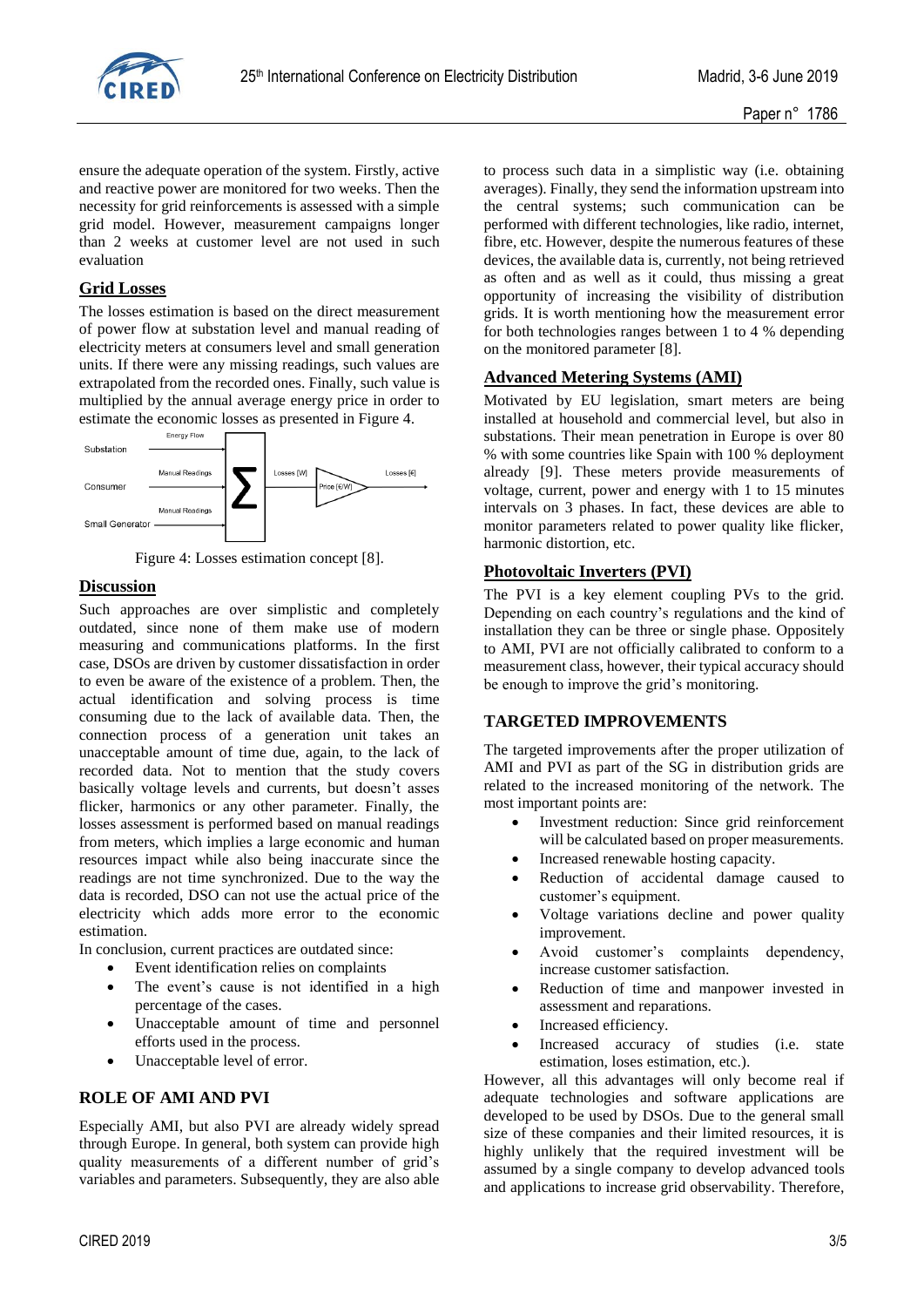ensure the adequate operation of the system. Firstly, active and reactive power are monitored for two weeks. Then the necessity for grid reinforcements is assessed with a simple grid model. However, measurement campaigns longer than 2 weeks at customer level are not used in such evaluation

## Grid Losses

The losses estimation is based on the direct measurement of power flow at substation level and manual reading of electricity meters at consumers level and small generation units. If there were any missing readings, such values are extrapolated from the recorded ones. Finally, such value is multiplied by the annual average energy price in order to estimate the economic losses as presented in Figure 4.

Figure 4: Losses estimation concept [8].

## Discussion

Such approaches are over simplistic and completely outdated, since none of them make use of modern measuring and communications platforms. In the first case, DSOs are driven by customer dissatisfaction in order to even be aware of the existence of a problem. Then, the actual identification and solving process is time consuming due to the lack of available data. Then, the connection process of a generation unit takes an unacceptable amount of time due, again, to the lack of recorded data. Not to mention that the study covers basically voltage levels and currents, but doesn't asses flicker, harmonics or any other parameter. Finally, the losses assessment is performed based on manual readings from meters, which implies a large economic and human resources impact while also being inaccurate since the readings are not time synchronized. Due to the way the data is recorded, DSO can not use the actual price of the electricity which adds more error to the economic estimation.

In conclusion, current practices are outdated since:

- Event identification relies on complaints
- The event's cause is not identified in a high percentage of the cases.
- Unacceptable amount of time and personnel efforts used in the process.
- Unacceptable level of error.

# ROLE OF AMI AND PVI

Especially AMI, but also PVI are already widely spread through Europe. In general, both system can provide high quality measurements of a different number of grid's variables and parameters. Subsequently, they are also able to process such data in a simplistic way (i.e. obtaining averages). Finally, they send the information upstream into the central systems; such communication can be performed with different technologies, like radio, internet, fibre, etc. However, despite the numerous features of these devices, the available data is, currently, not being retrieved as often and as well as it could, thus missing a great opportunity of increasing the visibility of distribution grids. It is worth mentioning how the measurement error for both technologies ranges between 1 to 4 % depending on the monitored parameter [8].

## Advanced Metering Systems (AMI)

Motivated by EU legislation, smart meters are being installed at household and commercial level, but also in substations. Their mean penetration in Europe is over 80 % with some countries like Spain with 100 % deployment already [9]. These meters provide measurements of voltage, current, power and energy with 1 to 15 minutes intervals on 3 phases. In fact, these devices are able to monitor parameters related to power quality like flicker, harmonic distortion, etc.

## Photovoltaic Inverters (PVI)

The PVI is a key element coupling PVs to the grid. Depending on each country's regulations and the kind of installation they can be three or single phase. Oppositely to AMI, PVI are not officially calibrated to conform to a measurement class, however, their typical accuracy should be enough to improve the grid's monitoring.

# TARGETED IMPROVEMENTS

The targeted improvements after the proper utilization of AMI and PVI as part of the SG in distribution grids are related to the increased monitoring of the network. The most important points are:

- Investment reduction: Since grid reinforcement will be calculated based on proper measurements.
- Increased renewable hosting capacity.
- Reduction of accidental damage caused to customer's equipment.
- Voltage variations decline and power quality improvement.
- Avoid customer's complaints dependency, increase customer satisfaction.
- Reduction of time and manpower invested in assessment and reparations.
- Increased efficiency.
- Increased accuracy of studies (i.e. state estimation, loses estimation, etc.).

However, all this advantages will only become real if adequate technologies and software applications are developed to be used by DSOs. Due to the general small size of these companies and their limited resources, it is highly unlikely that the required investment will be assumed by a single company to develop advanced tools and applications to increase grid observability. Therefore,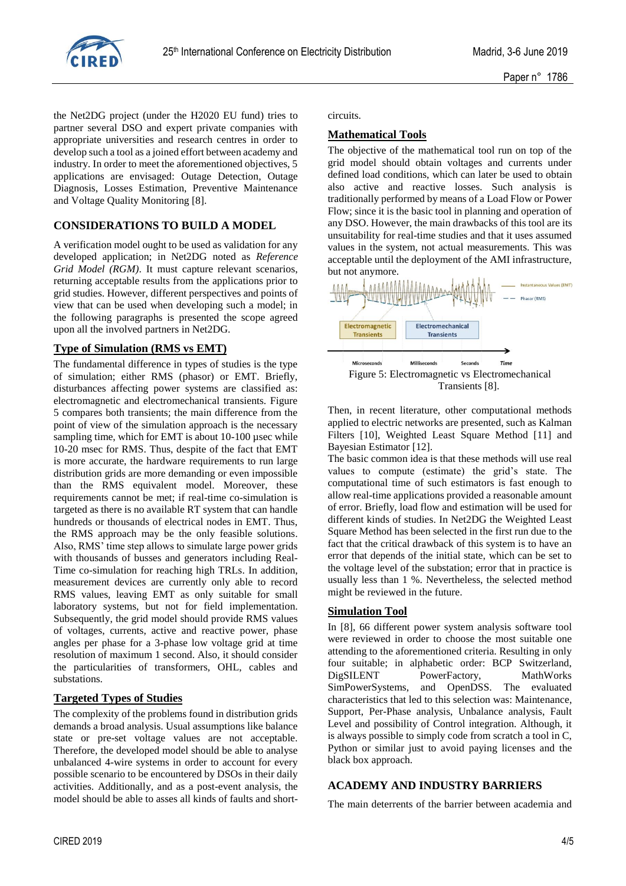the Net2DG project (under the H2020 EU fund) tries to partner several DSO and expert private companies with appropriate universities and research centres in order to develop such a tool as a joined effort between academy and industry. In order to meet the aforementioned objectives, 5 applications are envisaged: Outage Detection, Outage Diagnosis, Losses Estimation, Preventive Maintenance and Voltage Quality Monitoring [8].

## CONSIDERATIONS TO BUILD A MODEL

A verification model ought to be used as validation for any developed application; in Net2DG noted as *Reference Grid Model (RGM)*. It must capture relevant scenarios, returning acceptable results from the applications prior to grid studies. However, different perspectives and points of view that can be used when developing such a model; in the following paragraphs is presented the scope agreed upon all the involved partners in Net2DG.

### Type of Simulation (RMS vs EMT)

The fundamental difference in types of studies is the type of simulation; either RMS (phasor) or EMT. Briefly, disturbances affecting power systems are classified as: electromagnetic and electromechanical transients. Figure 5 compares both transients; the main difference from the point of view of the simulation approach is the necessary sampling time, which for EMT is about 10-100 µsec while 10-20 msec for RMS. Thus, despite of the fact that EMT is more accurate, the hardware requirements to run large distribution grids are more demanding or even impossible than the RMS equivalent model. Moreover, these requirements cannot be met; if real-time co-simulation is targeted as there is no available RT system that can handle hundreds or thousands of electrical nodes in EMT. Thus, the RMS approach may be the only feasible solutions. Also, RMS' time step allows to simulate large power grids with thousands of busses and generators including Real-Time co-simulation for reaching high TRLs. In addition, measurement devices are currently only able to record RMS values, leaving EMT as only suitable for small laboratory systems, but not for field implementation. Subsequently, the grid model should provide RMS values of voltages, currents, active and reactive power, phase angles per phase for a 3-phase low voltage grid at time resolution of maximum 1 second. Also, it should consider the particularities of transformers, OHL, cables and substations.

### Targeted Types of Studies

The complexity of the problems found in distribution grids demands a broad analysis. Usual assumptions like balance state or pre-set voltage values are not acceptable. Therefore, the developed model should be able to analyse unbalanced 4-wire systems in order to account for every possible scenario to be encountered by DSOs in their daily activities. Additionally, and as a post-event analysis, the model should be able to asses all kinds of faults and short-circuits.

### Mathematical Tools

The objective of the mathematical tool run on top of the grid model should obtain voltages and currents under defined load conditions, which can later be used to obtain also active and reactive losses. Such analysis is traditionally performed by means of a Load Flow or Power Flow; since it is the basic tool in planning and operation of any DSO. However, the main drawbacks of this tool are its unsuitability for real-time studies and that it uses assumed values in the system, not actual measurements. This was acceptable until the deployment of the AMI infrastructure, but not anymore.

Figure 5: Electromagnetic vs Electromechanical Transients [8].

Then, in recent literature, other computational methods applied to electric networks are presented, such as Kalman Filters [10], Weighted Least Square Method [11] and Bayesian Estimator [12].

The basic common idea is that these methods will use real values to compute (estimate) the grid's state. The computational time of such estimators is fast enough to allow real-time applications provided a reasonable amount of error. Briefly, load flow and estimation will be used for different kinds of studies. In Net2DG the Weighted Least Square Method has been selected in the first run due to the fact that the critical drawback of this system is to have an error that depends of the initial state, which can be set to the voltage level of the substation; error that in practice is usually less than 1 %. Nevertheless, the selected method might be reviewed in the future.

### Simulation Tool

In [8], 66 different power system analysis software tool were reviewed in order to choose the most suitable one attending to the aforementioned criteria. Resulting in only four suitable; in alphabetic order: BCP Switzerland, DigSILENT PowerFactory, MathWorks SimPowerSystems, and OpenDSS. The evaluated characteristics that led to this selection was: Maintenance, Support, Per-Phase analysis, Unbalance analysis, Fault Level and possibility of Control integration. Although, it is always possible to simply code from scratch a tool in C, Python or similar just to avoid paying licenses and the black box approach.

## ACADEMY AND INDUSTRY BARRIERS

The main deterrents of the barrier between academia and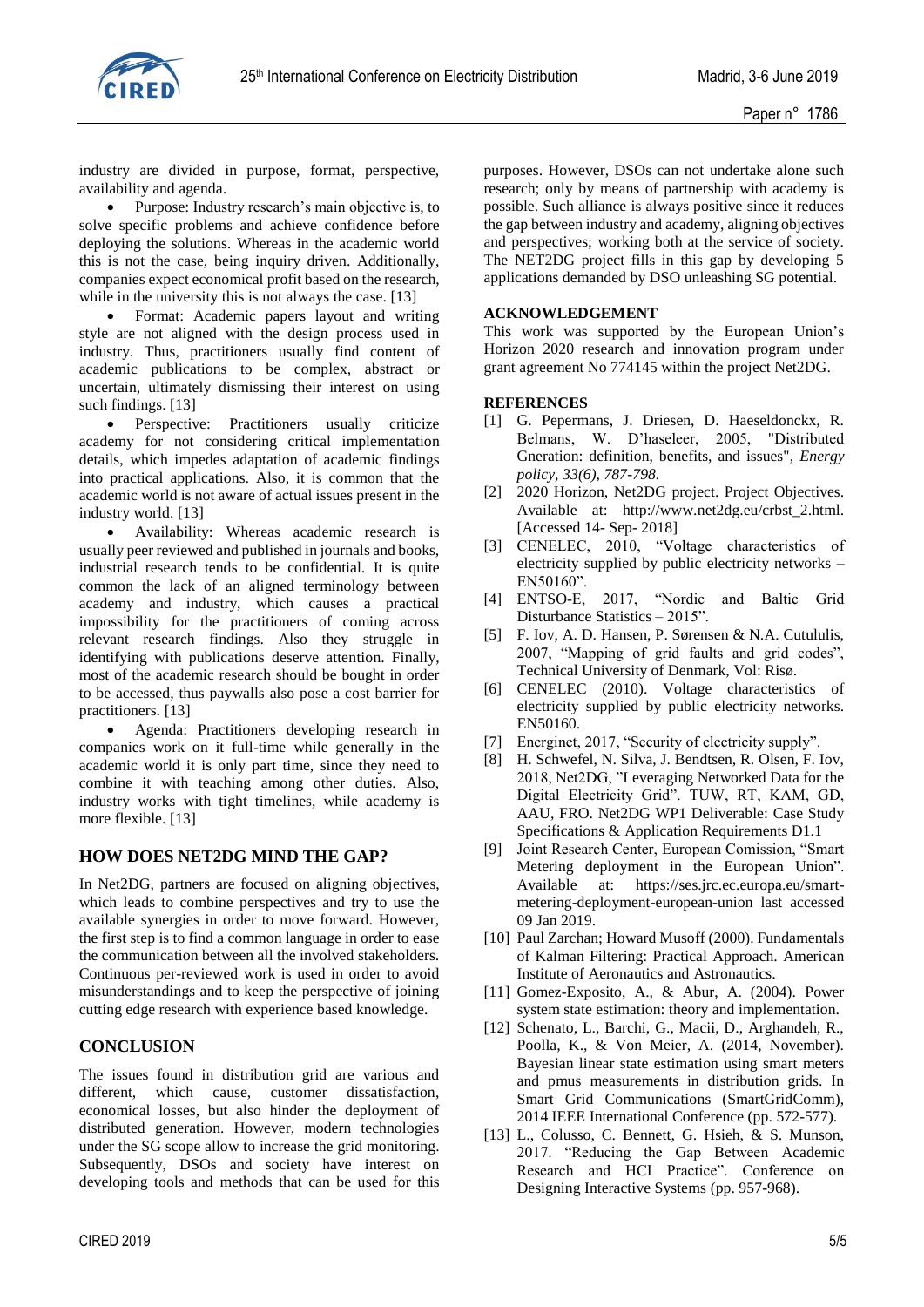industry are divided in purpose, format, perspective, availability and agenda.

- Purpose: Industry research's main objective is, to solve specific problems and achieve confidence before deploying the solutions. Whereas in the academic world this is not the case, being inquiry driven. Additionally, companies expect economical profit based on the research, while in the university this is not always the case. [13]
- Format: Academic papers layout and writing style are not aligned with the design process used in industry. Thus, practitioners usually find content of academic publications to be complex, abstract or uncertain, ultimately dismissing their interest on using such findings. [13]
- Perspective: Practitioners usually criticize academy for not considering critical implementation details, which impedes adaptation of academic findings into practical applications. Also, it is common that the academic world is not aware of actual issues present in the industry world. [13]
- Availability: Whereas academic research is usually peer reviewed and published in journals and books, industrial research tends to be confidential. It is quite common the lack of an aligned terminology between academy and industry, which causes a practical impossibility for the practitioners of coming across relevant research findings. Also they struggle in identifying with publications deserve attention. Finally, most of the academic research should be bought in order to be accessed, thus paywalls also pose a cost barrier for practitioners. [13]
- Agenda: Practitioners developing research in companies work on it full-time while generally in the academic world it is only part time, since they need to combine it with teaching among other duties. Also, industry works with tight timelines, while academy is more flexible. [13]

## HOW DOES NET2DG MIND THE GAP?

In Net2DG, partners are focused on aligning objectives, which leads to combine perspectives and try to use the available synergies in order to move forward. However, the first step is to find a common language in order to ease the communication between all the involved stakeholders. Continuous per-reviewed work is used in order to avoid misunderstandings and to keep the perspective of joining cutting edge research with experience based knowledge.

## CONCLUSION

The issues found in distribution grid are various and different, which cause, customer dissatisfaction, economical losses, but also hinder the deployment of distributed generation. However, modern technologies under the SG scope allow to increase the grid monitoring. Subsequently, DSOs and society have interest on developing tools and methods that can be used for this purposes. However, DSOs can not undertake alone such research; only by means of partnership with academy is possible. Such alliance is always positive since it reduces the gap between industry and academy, aligning objectives and perspectives; working both at the service of society. The NET2DG project fills in this gap by developing 5 applications demanded by DSO unleashing SG potential.

## ACKNOWLEDGEMENT

This work was supported by the European Union's Horizon 2020 research and innovation program under grant agreement No 774145 within the project Net2DG.

## REFERENCES

[1] G. Pepermans, J. Driesen, D. Haeseldonckx, R. Belmans, W. D'haseleer, 2005, "Distributed Gneration: definition, benefits, and issues", *Energy policy, 33(6), 787-798.*

[2] 2020 Horizon, Net2DG project. Project Objectives. Available at: http://www.net2dg.eu/crbst_2.html. [Accessed 14- Sep- 2018]

[3] CENELEC, 2010, "Voltage characteristics of electricity supplied by public electricity networks – EN50160".

[4] ENTSO-E, 2017, "Nordic and Baltic Grid Disturbance Statistics – 2015".

[5] F. Iov, A. D. Hansen, P. Sørensen & N.A. Cutululis, 2007, "Mapping of grid faults and grid codes", Technical University of Denmark, Vol: Risø.

[6] CENELEC (2010). Voltage characteristics of electricity supplied by public electricity networks. EN50160.

[7] Energinet, 2017, "Security of electricity supply".

[8] H. Schwefel, N. Silva, J. Bendtsen, R. Olsen, F. Iov, 2018, Net2DG, "Leveraging Networked Data for the Digital Electricity Grid". TUW, RT, KAM, GD, AAU, FRO. Net2DG WP1 Deliverable: Case Study Specifications & Application Requirements D1.1

[9] Joint Research Center, European Comission, "Smart Metering deployment in the European Union". Available at: https://ses.jrc.ec.europa.eu/smart-metering-deployment-european-union last accessed 09 Jan 2019.

[10] Paul Zarchan; Howard Musoff (2000). Fundamentals of Kalman Filtering: Practical Approach. American Institute of Aeronautics and Astronautics.

[11] Gomez-Exposito, A., & Abur, A. (2004). Power system state estimation: theory and implementation.

[12] Schenato, L., Barchi, G., Macii, D., Arghandeh, R., Poolla, K., & Von Meier, A. (2014, November). Bayesian linear state estimation using smart meters and pmus measurements in distribution grids. In Smart Grid Communications (SmartGridComm), 2014 IEEE International Conference (pp. 572-577).

[13] L., Colusso, C. Bennett, G. Hsieh, & S. Munson, 2017. "Reducing the Gap Between Academic Research and HCI Practice". Conference on Designing Interactive Systems (pp. 957-968).